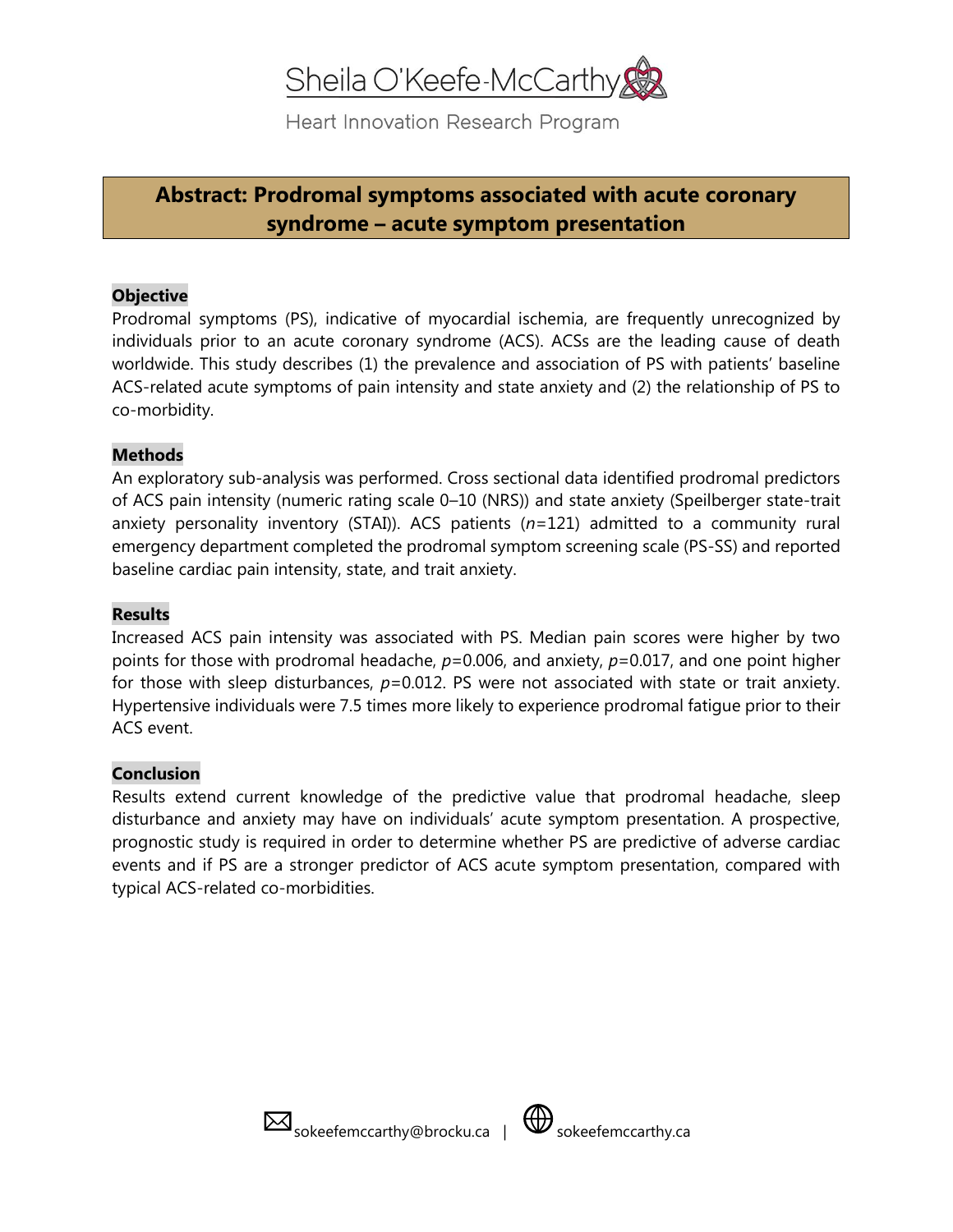Sheila O'Keefe-McCarthy

Heart Innovation Research Program

# Abstract: Prodromal symptoms associated with acute coronary syndrome – acute symptom presentation

## Objective

Prodromal symptoms (PS), indicative of myocardial ischemia, are frequently unrecognized by individuals prior to an acute coronary syndrome (ACS). ACSs are the leading cause of death worldwide. This study describes (1) the prevalence and association of PS with patients' baseline ACS-related acute symptoms of pain intensity and state anxiety and (2) the relationship of PS to co-morbidity.

## Methods

An exploratory sub-analysis was performed. Cross sectional data identified prodromal predictors of ACS pain intensity (numeric rating scale 0–10 (NRS)) and state anxiety (Speilberger state-trait anxiety personality inventory (STAI)). ACS patients ($n$=121) admitted to a community rural emergency department completed the prodromal symptom screening scale (PS-SS) and reported baseline cardiac pain intensity, state, and trait anxiety.

## Results

Increased ACS pain intensity was associated with PS. Median pain scores were higher by two points for those with prodromal headache, $p$=0.006, and anxiety, $p$=0.017, and one point higher for those with sleep disturbances, $p$=0.012. PS were not associated with state or trait anxiety. Hypertensive individuals were 7.5 times more likely to experience prodromal fatigue prior to their ACS event.

## Conclusion

Results extend current knowledge of the predictive value that prodromal headache, sleep disturbance and anxiety may have on individuals' acute symptom presentation. A prospective, prognostic study is required in order to determine whether PS are predictive of adverse cardiac events and if PS are a stronger predictor of ACS acute symptom presentation, compared with typical ACS-related co-morbidities.

sokeefemccarthy@brocku.ca | sokeefemccarthy.ca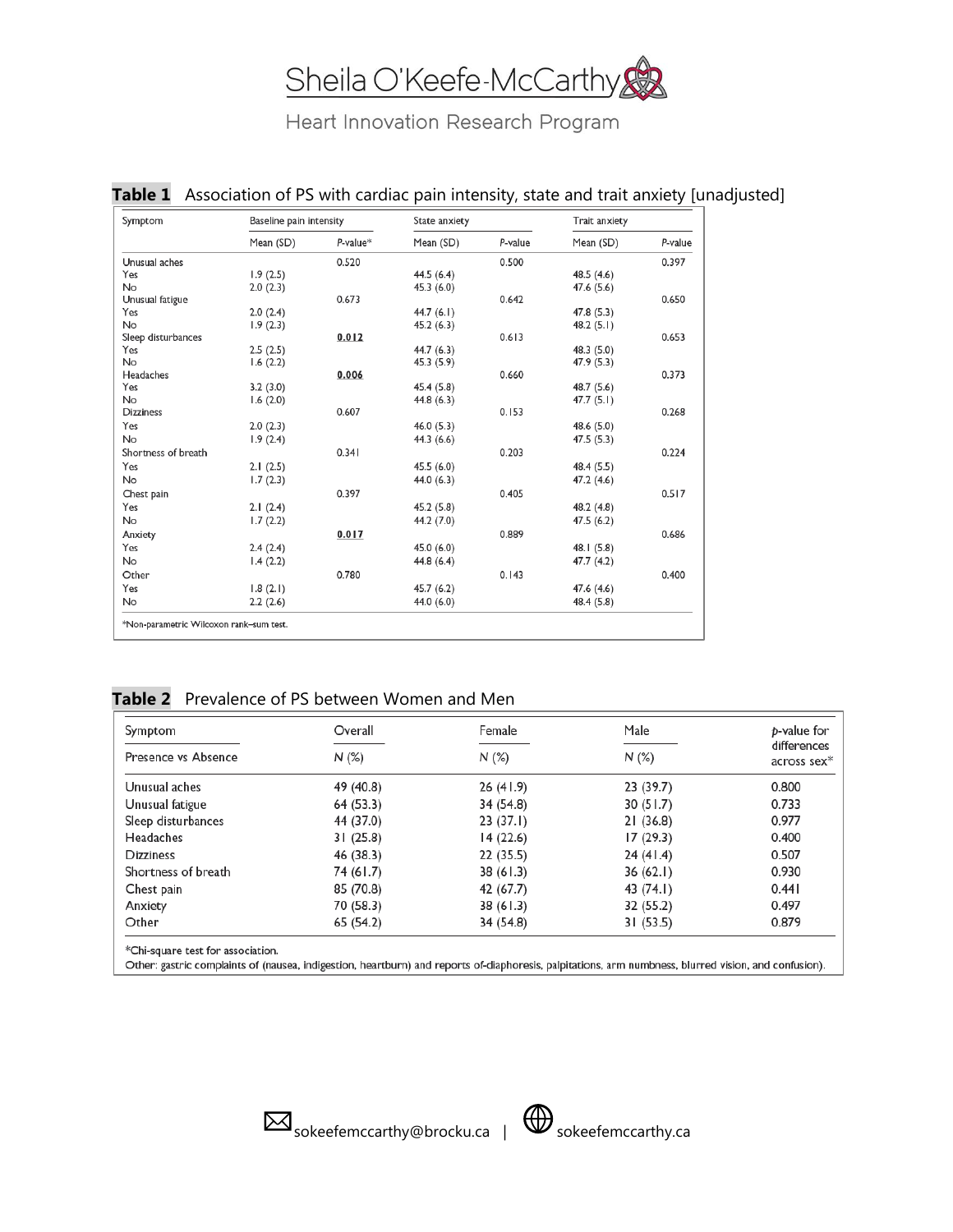**Table 1** Association of PS with cardiac pain intensity, state and trait anxiety [unadjusted]

| Symptom | Baseline pain intensity | | State anxiety | | Trait anxiety | |
|---|---|---|---|---|---|---|
| | Mean (SD) | *P*-value* | Mean (SD) | *P*-value | Mean (SD) | *P*-value |
| Unusual aches | | 0.520 | | 0.500 | | 0.397 |
| Yes | 1.9 (2.5) | | 44.5 (6.4) | | 48.5 (4.6) | |
| No | 2.0 (2.3) | | 45.3 (6.0) | | 47.6 (5.6) | |
| Unusual fatigue | | 0.673 | | 0.642 | | 0.650 |
| Yes | 2.0 (2.4) | | 44.7 (6.1) | | 47.8 (5.3) | |
| No | 1.9 (2.3) | | 45.2 (6.3) | | 48.2 (5.1) | |
| Sleep disturbances | | **0.012** | | 0.613 | | 0.653 |
| Yes | 2.5 (2.5) | | 44.7 (6.3) | | 48.3 (5.0) | |
| No | 1.6 (2.2) | | 45.3 (5.9) | | 47.9 (5.3) | |
| Headaches | | **0.006** | | 0.660 | | 0.373 |
| Yes | 3.2 (3.0) | | 45.4 (5.8) | | 48.7 (5.6) | |
| No | 1.6 (2.0) | | 44.8 (6.3) | | 47.7 (5.1) | |
| Dizziness | | 0.607 | | 0.153 | | 0.268 |
| Yes | 2.0 (2.3) | | 46.0 (5.3) | | 48.6 (5.0) | |
| No | 1.9 (2.4) | | 44.3 (6.6) | | 47.5 (5.3) | |
| Shortness of breath | | 0.341 | | 0.203 | | 0.224 |
| Yes | 2.1 (2.5) | | 45.5 (6.0) | | 48.4 (5.5) | |
| No | 1.7 (2.3) | | 44.0 (6.3) | | 47.2 (4.6) | |
| Chest pain | | 0.397 | | 0.405 | | 0.517 |
| Yes | 2.1 (2.4) | | 45.2 (5.8) | | 48.2 (4.8) | |
| No | 1.7 (2.2) | | 44.2 (7.0) | | 47.5 (6.2) | |
| Anxiety | | **0.017** | | 0.889 | | 0.686 |
| Yes | 2.4 (2.4) | | 45.0 (6.0) | | 48.1 (5.8) | |
| No | 1.4 (2.2) | | 44.8 (6.4) | | 47.7 (4.2) | |
| Other | | 0.780 | | 0.143 | | 0.400 |
| Yes | 1.8 (2.1) | | 45.7 (6.2) | | 47.6 (4.6) | |
| No | 2.2 (2.6) | | 44.0 (6.0) | | 48.4 (5.8) | |

*Non-parametric Wilcoxon rank–sum test.

**Table 2** Prevalence of PS between Women and Men

| Symptom | Overall | Female | Male | *p*-value for differences across sex* |
|---|---|---|---|---|
| Presence vs Absence | *N* (%) | *N* (%) | *N* (%) | |
| Unusual aches | 49 (40.8) | 26 (41.9) | 23 (39.7) | 0.800 |
| Unusual fatigue | 64 (53.3) | 34 (54.8) | 30 (51.7) | 0.733 |
| Sleep disturbances | 44 (37.0) | 23 (37.1) | 21 (36.8) | 0.977 |
| Headaches | 31 (25.8) | 14 (22.6) | 17 (29.3) | 0.400 |
| Dizziness | 46 (38.3) | 22 (35.5) | 24 (41.4) | 0.507 |
| Shortness of breath | 74 (61.7) | 38 (61.3) | 36 (62.1) | 0.930 |
| Chest pain | 85 (70.8) | 42 (67.7) | 43 (74.1) | 0.441 |
| Anxiety | 70 (58.3) | 38 (61.3) | 32 (55.2) | 0.497 |
| Other | 65 (54.2) | 34 (54.8) | 31 (53.5) | 0.879 |

*Chi-square test for association.
Other: gastric complaints of (nausea, indigestion, heartburn) and reports of-diaphoresis, palpitations, arm numbness, blurred vision, and confusion).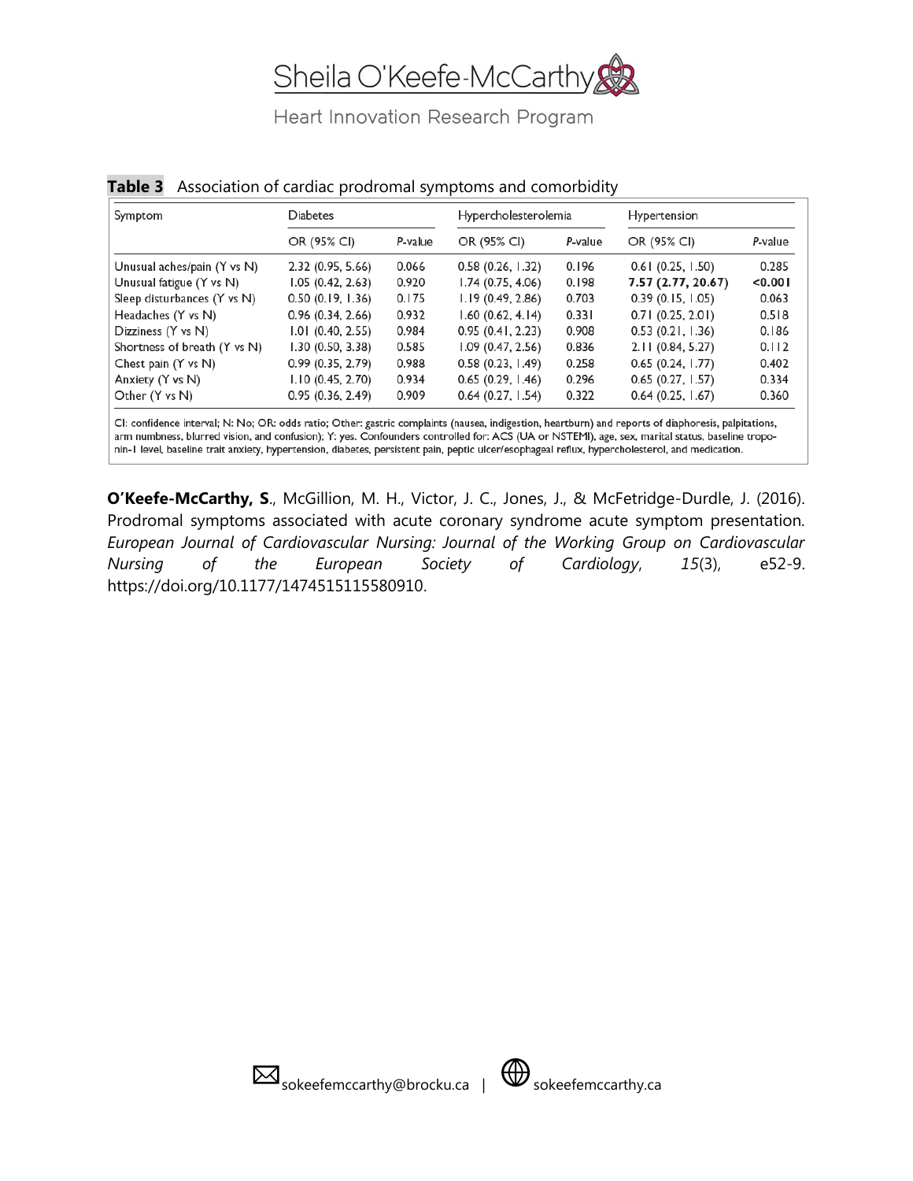**Table 3** Association of cardiac prodromal symptoms and comorbidity

| Symptom | Diabetes | | Hypercholesterolemia | | Hypertension | |
|---|---|---|---|---|---|---|
| | OR (95% CI) | *P*-value | OR (95% CI) | *P*-value | OR (95% CI) | *P*-value |
| Unusual aches/pain (Y vs N) | 2.32 (0.95, 5.66) | 0.066 | 0.58 (0.26, 1.32) | 0.196 | 0.61 (0.25, 1.50) | 0.285 |
| Unusual fatigue (Y vs N) | 1.05 (0.42, 2.63) | 0.920 | 1.74 (0.75, 4.06) | 0.198 | **7.57 (2.77, 20.67)** | **<0.001** |
| Sleep disturbances (Y vs N) | 0.50 (0.19, 1.36) | 0.175 | 1.19 (0.49, 2.86) | 0.703 | 0.39 (0.15, 1.05) | 0.063 |
| Headaches (Y vs N) | 0.96 (0.34, 2.66) | 0.932 | 1.60 (0.62, 4.14) | 0.331 | 0.71 (0.25, 2.01) | 0.518 |
| Dizziness (Y vs N) | 1.01 (0.40, 2.55) | 0.984 | 0.95 (0.41, 2.23) | 0.908 | 0.53 (0.21, 1.36) | 0.186 |
| Shortness of breath (Y vs N) | 1.30 (0.50, 3.38) | 0.585 | 1.09 (0.47, 2.56) | 0.836 | 2.11 (0.84, 5.27) | 0.112 |
| Chest pain (Y vs N) | 0.99 (0.35, 2.79) | 0.988 | 0.58 (0.23, 1.49) | 0.258 | 0.65 (0.24, 1.77) | 0.402 |
| Anxiety (Y vs N) | 1.10 (0.45, 2.70) | 0.934 | 0.65 (0.29, 1.46) | 0.296 | 0.65 (0.27, 1.57) | 0.334 |
| Other (Y vs N) | 0.95 (0.36, 2.49) | 0.909 | 0.64 (0.27, 1.54) | 0.322 | 0.64 (0.25, 1.67) | 0.360 |

CI: confidence interval; N: No; OR: odds ratio; Other: gastric complaints (nausea, indigestion, heartburn) and reports of diaphoresis, palpitations, arm numbness, blurred vision, and confusion); Y: yes. Confounders controlled for: ACS (UA or NSTEMI), age, sex, marital status, baseline troponin-I level, baseline trait anxiety, hypertension, diabetes, persistent pain, peptic ulcer/esophageal reflux, hypercholesterol, and medication.

**O'Keefe-McCarthy, S**., McGillion, M. H., Victor, J. C., Jones, J., & McFetridge-Durdle, J. (2016). Prodromal symptoms associated with acute coronary syndrome acute symptom presentation. *European Journal of Cardiovascular Nursing: Journal of the Working Group on Cardiovascular Nursing of the European Society of Cardiology*, *15*(3), e52-9. https://doi.org/10.1177/1474515115580910.